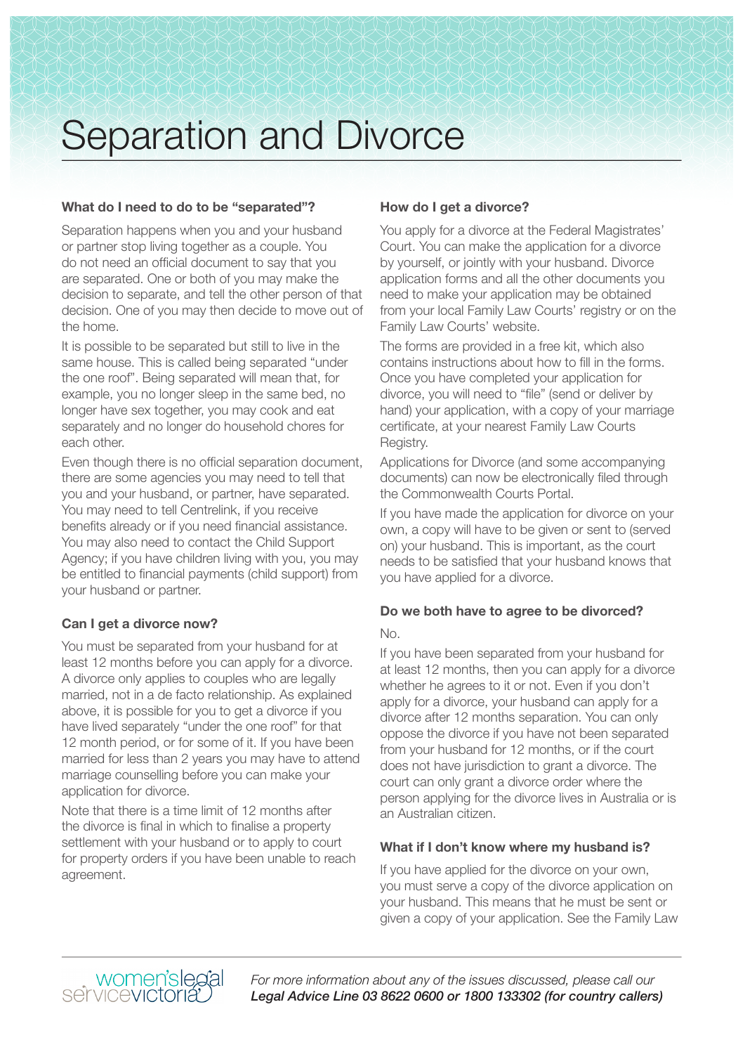# Separation and Divorce

### What do I need to do to be "separated"?

Separation happens when you and your husband or partner stop living together as a couple. You do not need an official document to say that you are separated. One or both of you may make the decision to separate, and tell the other person of that decision. One of you may then decide to move out of the home.

It is possible to be separated but still to live in the same house. This is called being separated "under the one roof". Being separated will mean that, for example, you no longer sleep in the same bed, no longer have sex together, you may cook and eat separately and no longer do household chores for each other.

Even though there is no official separation document, there are some agencies you may need to tell that you and your husband, or partner, have separated. You may need to tell Centrelink, if you receive benefits already or if you need financial assistance. You may also need to contact the Child Support Agency; if you have children living with you, you may be entitled to financial payments (child support) from your husband or partner.

### Can I get a divorce now?

You must be separated from your husband for at least 12 months before you can apply for a divorce. A divorce only applies to couples who are legally married, not in a de facto relationship. As explained above, it is possible for you to get a divorce if you have lived separately "under the one roof" for that 12 month period, or for some of it. If you have been married for less than 2 years you may have to attend marriage counselling before you can make your application for divorce.

Note that there is a time limit of 12 months after the divorce is final in which to finalise a property settlement with your husband or to apply to court for property orders if you have been unable to reach agreement.

### How do I get a divorce?

You apply for a divorce at the Federal Magistrates' Court. You can make the application for a divorce by yourself, or jointly with your husband. Divorce application forms and all the other documents you need to make your application may be obtained from your local Family Law Courts' registry or on the Family Law Courts' website.

The forms are provided in a free kit, which also contains instructions about how to fill in the forms. Once you have completed your application for divorce, you will need to "file" (send or deliver by hand) your application, with a copy of your marriage certificate, at your nearest Family Law Courts Registry.

Applications for Divorce (and some accompanying documents) can now be electronically filed through the Commonwealth Courts Portal.

If you have made the application for divorce on your own, a copy will have to be given or sent to (served on) your husband. This is important, as the court needs to be satisfied that your husband knows that you have applied for a divorce.

### Do we both have to agree to be divorced?

No.

If you have been separated from your husband for at least 12 months, then you can apply for a divorce whether he agrees to it or not. Even if you don't apply for a divorce, your husband can apply for a divorce after 12 months separation. You can only oppose the divorce if you have not been separated from your husband for 12 months, or if the court does not have jurisdiction to grant a divorce. The court can only grant a divorce order where the person applying for the divorce lives in Australia or is an Australian citizen.

### What if I don't know where my husband is?

If you have applied for the divorce on your own, you must serve a copy of the divorce application on your husband. This means that he must be sent or given a copy of your application. See the Family Law

women's legal service victoria

*For more information about any of the issues discussed, please call our* ***Legal Advice Line 03 8622 0600 or 1800 133302 (for country callers)***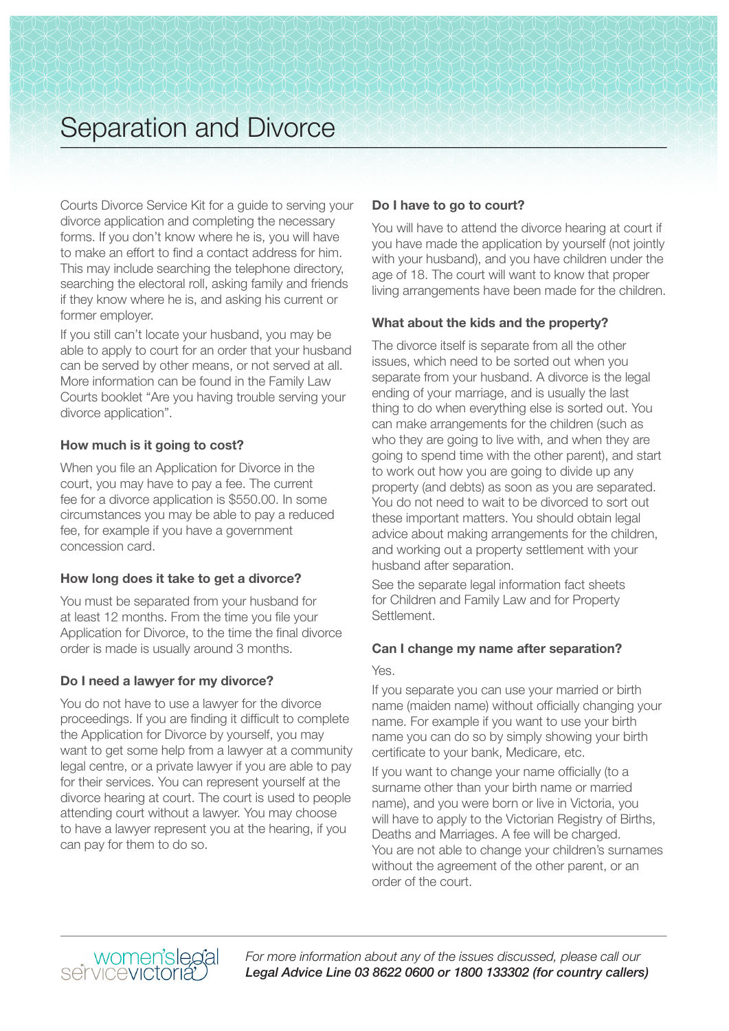# Separation and Divorce

Courts Divorce Service Kit for a guide to serving your divorce application and completing the necessary forms. If you don't know where he is, you will have to make an effort to find a contact address for him. This may include searching the telephone directory, searching the electoral roll, asking family and friends if they know where he is, and asking his current or former employer.

If you still can't locate your husband, you may be able to apply to court for an order that your husband can be served by other means, or not served at all. More information can be found in the Family Law Courts booklet "Are you having trouble serving your divorce application".

### How much is it going to cost?

When you file an Application for Divorce in the court, you may have to pay a fee. The current fee for a divorce application is $550.00. In some circumstances you may be able to pay a reduced fee, for example if you have a government concession card.

### How long does it take to get a divorce?

You must be separated from your husband for at least 12 months. From the time you file your Application for Divorce, to the time the final divorce order is made is usually around 3 months.

### Do I need a lawyer for my divorce?

You do not have to use a lawyer for the divorce proceedings. If you are finding it difficult to complete the Application for Divorce by yourself, you may want to get some help from a lawyer at a community legal centre, or a private lawyer if you are able to pay for their services. You can represent yourself at the divorce hearing at court. The court is used to people attending court without a lawyer. You may choose to have a lawyer represent you at the hearing, if you can pay for them to do so.

### Do I have to go to court?

You will have to attend the divorce hearing at court if you have made the application by yourself (not jointly with your husband), and you have children under the age of 18. The court will want to know that proper living arrangements have been made for the children.

### What about the kids and the property?

The divorce itself is separate from all the other issues, which need to be sorted out when you separate from your husband. A divorce is the legal ending of your marriage, and is usually the last thing to do when everything else is sorted out. You can make arrangements for the children (such as who they are going to live with, and when they are going to spend time with the other parent), and start to work out how you are going to divide up any property (and debts) as soon as you are separated. You do not need to wait to be divorced to sort out these important matters. You should obtain legal advice about making arrangements for the children, and working out a property settlement with your husband after separation.

See the separate legal information fact sheets for Children and Family Law and for Property Settlement.

### Can I change my name after separation?

Yes.

If you separate you can use your married or birth name (maiden name) without officially changing your name. For example if you want to use your birth name you can do so by simply showing your birth certificate to your bank, Medicare, etc.

If you want to change your name officially (to a surname other than your birth name or married name), and you were born or live in Victoria, you will have to apply to the Victorian Registry of Births, Deaths and Marriages. A fee will be charged.

You are not able to change your children's surnames without the agreement of the other parent, or an order of the court.

*For more information about any of the issues discussed, please call our* ***Legal Advice Line 03 8622 0600 or 1800 133302 (for country callers)***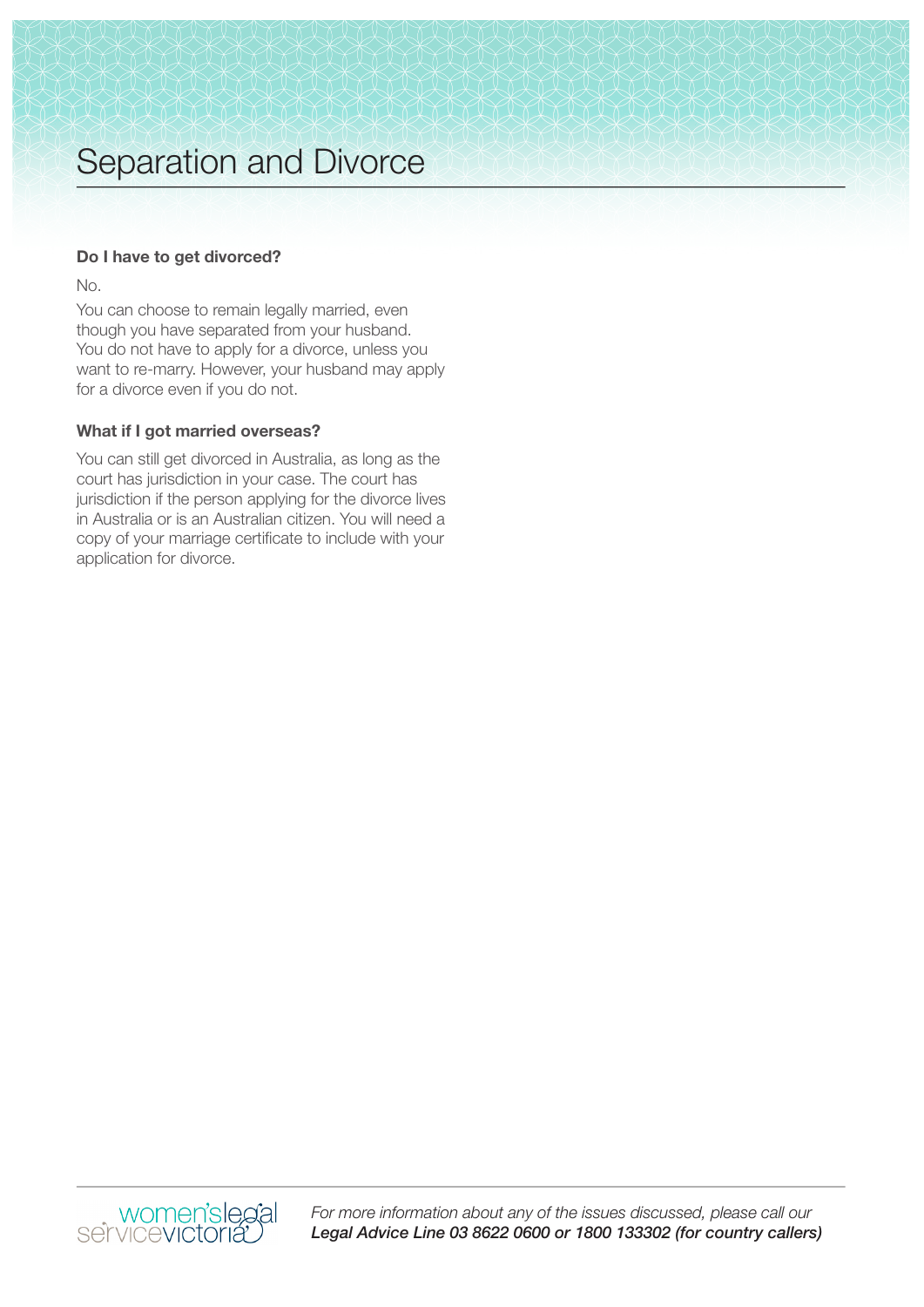# Separation and Divorce

**Do I have to get divorced?**

No.

You can choose to remain legally married, even though you have separated from your husband. You do not have to apply for a divorce, unless you want to re-marry. However, your husband may apply for a divorce even if you do not.

**What if I got married overseas?**

You can still get divorced in Australia, as long as the court has jurisdiction in your case. The court has jurisdiction if the person applying for the divorce lives in Australia or is an Australian citizen. You will need a copy of your marriage certificate to include with your application for divorce.

women's legal service victoria

*For more information about any of the issues discussed, please call our* ***Legal Advice Line 03 8622 0600 or 1800 133302 (for country callers)***